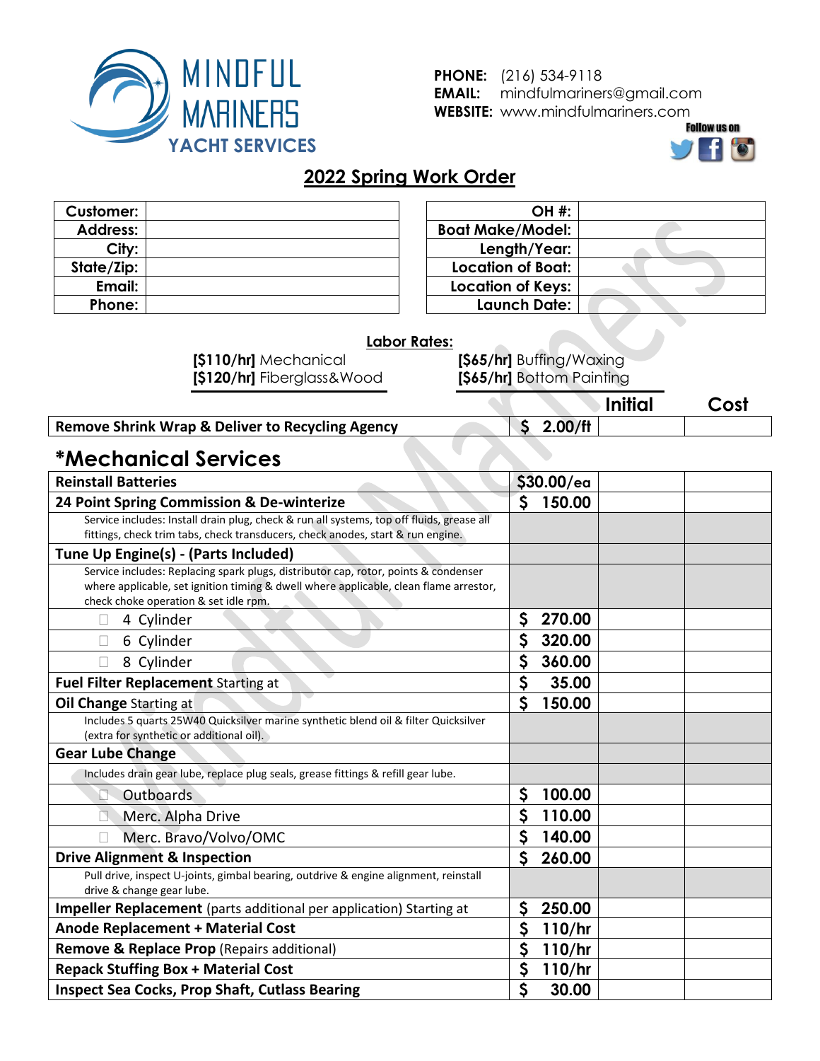MINDFUL MARINERS
YACHT SERVICES

**PHONE:** (216) 534-9118
**EMAIL:** mindfulmariners@gmail.com
**WEBSITE:** www.mindfulmariners.com

Follow us on

# 2022 Spring Work Order

| | | | | |
|---|---|---|---|---|
| **Customer:** | | | **OH #:** | |
| **Address:** | | | **Boat Make/Model:** | |
| **City:** | | | **Length/Year:** | |
| **State/Zip:** | | | **Location of Boat:** | |
| **Email:** | | | **Location of Keys:** | |
| **Phone:** | | | **Launch Date:** | |

**Labor Rates:**

**[$110/hr]** Mechanical
**[$120/hr]** Fiberglass&Wood
**[$65/hr]** Buffing/Waxing
**[$65/hr]** Bottom Painting

| | | Initial | Cost |
|---|---|---|---|
| **Remove Shrink Wrap & Deliver to Recycling Agency** | $ 2.00/ft | | |

## *Mechanical Services

| | | | |
|---|---|---|---|
| **Reinstall Batteries** | $30.00/ea | | |
| **24 Point Spring Commission & De-winterize** | $ 150.00 | | |
| Service includes: Install drain plug, check & run all systems, top off fluids, grease all fittings, check trim tabs, check transducers, check anodes, start & run engine. | | | |
| **Tune Up Engine(s) - (Parts Included)** | | | |
| Service includes: Replacing spark plugs, distributor cap, rotor, points & condenser where applicable, set ignition timing & dwell where applicable, clean flame arrestor, check choke operation & set idle rpm. | | | |
| ☐ 4 Cylinder | $ 270.00 | | |
| ☐ 6 Cylinder | $ 320.00 | | |
| ☐ 8 Cylinder | $ 360.00 | | |
| **Fuel Filter Replacement** Starting at | $ 35.00 | | |
| **Oil Change** Starting at | $ 150.00 | | |
| Includes 5 quarts 25W40 Quicksilver marine synthetic blend oil & filter Quicksilver (extra for synthetic or additional oil). | | | |
| **Gear Lube Change** | | | |
| Includes drain gear lube, replace plug seals, grease fittings & refill gear lube. | | | |
| ☐ Outboards | $ 100.00 | | |
| ☐ Merc. Alpha Drive | $ 110.00 | | |
| ☐ Merc. Bravo/Volvo/OMC | $ 140.00 | | |
| **Drive Alignment & Inspection** | $ 260.00 | | |
| Pull drive, inspect U-joints, gimbal bearing, outdrive & engine alignment, reinstall drive & change gear lube. | | | |
| **Impeller Replacement** (parts additional per application) Starting at | $ 250.00 | | |
| **Anode Replacement + Material Cost** | $ 110/hr | | |
| **Remove & Replace Prop** (Repairs additional) | $ 110/hr | | |
| **Repack Stuffing Box + Material Cost** | $ 110/hr | | |
| **Inspect Sea Cocks, Prop Shaft, Cutlass Bearing** | $ 30.00 | | |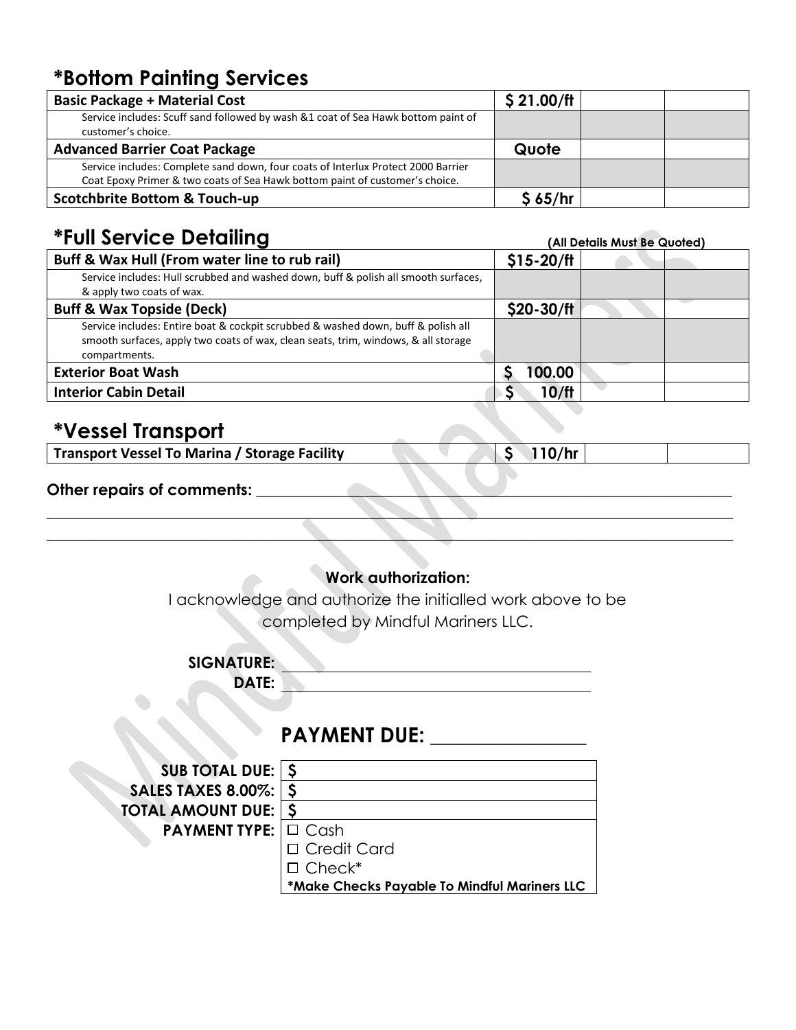## *Bottom Painting Services

| | | | |
|---|---|---|---|
| **Basic Package + Material Cost** | **$ 21.00/ft** | | |
| Service includes: Scuff sand followed by wash &1 coat of Sea Hawk bottom paint of customer's choice. | | | |
| **Advanced Barrier Coat Package** | **Quote** | | |
| Service includes: Complete sand down, four coats of Interlux Protect 2000 Barrier Coat Epoxy Primer & two coats of Sea Hawk bottom paint of customer's choice. | | | |
| **Scotchbrite Bottom & Touch-up** | **$ 65/hr** | | |

## *Full Service Detailing

**(All Details Must Be Quoted)**

| | | | |
|---|---|---|---|
| **Buff & Wax Hull (From water line to rub rail)** | **$15-20/ft** | | |
| Service includes: Hull scrubbed and washed down, buff & polish all smooth surfaces, & apply two coats of wax. | | | |
| **Buff & Wax Topside (Deck)** | **$20-30/ft** | | |
| Service includes: Entire boat & cockpit scrubbed & washed down, buff & polish all smooth surfaces, apply two coats of wax, clean seats, trim, windows, & all storage compartments. | | | |
| **Exterior Boat Wash** | **$ 100.00** | | |
| **Interior Cabin Detail** | **$ 10/ft** | | |

## *Vessel Transport

| | | | |
|---|---|---|---|
| **Transport Vessel To Marina / Storage Facility** | **$ 110/hr** | | |

**Other repairs of comments:** ____________________________________________

______________________________________________________________________

______________________________________________________________________

**Work authorization:**

I acknowledge and authorize the initialled work above to be completed by Mindful Mariners LLC.

**SIGNATURE:** ______________________________

**DATE:** ______________________________

## PAYMENT DUE: ________________

| | |
|---|---|
| **SUB TOTAL DUE:** | **$** |
| **SALES TAXES 8.00%:** | **$** |
| **TOTAL AMOUNT DUE:** | **$** |
| **PAYMENT TYPE:** | ☐ Cash<br>☐ Credit Card<br>☐ Check*<br>**\*Make Checks Payable To Mindful Mariners LLC** |